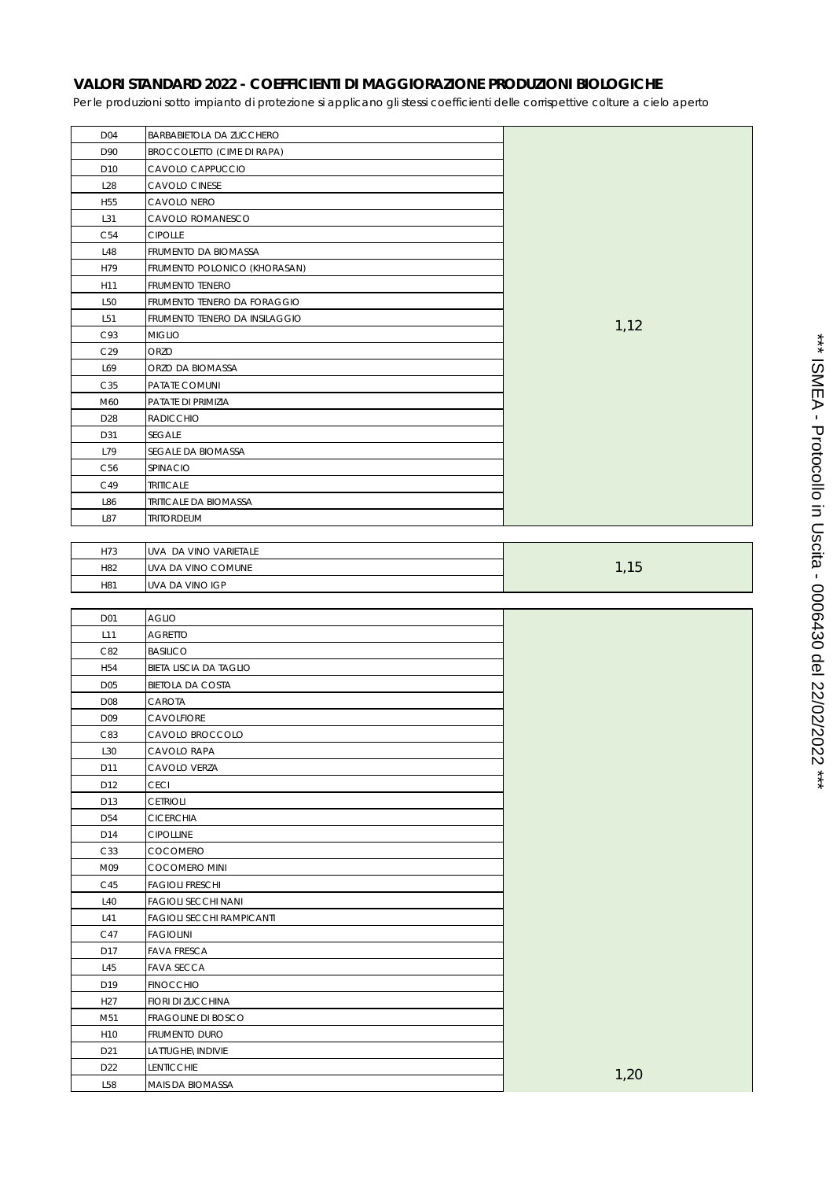**VALORI STANDARD 2022 - COEFFICIENTI DI MAGGIORAZIONE PRODUZIONI BIOLOGICHE**

*Per le produzioni sotto impianto di protezione si applicano gli stessi coefficienti delle corrispettive colture a cielo aperto*

| Codice | Coltura | Coefficiente |
|---|---|---|
| D04 | BARBABIETOLA DA ZUCCHERO | 1,12 |
| D90 | BROCCOLETTO (CIME DI RAPA) | 1,12 |
| D10 | CAVOLO CAPPUCCIO | 1,12 |
| L28 | CAVOLO CINESE | 1,12 |
| H55 | CAVOLO NERO | 1,12 |
| L31 | CAVOLO ROMANESCO | 1,12 |
| C54 | CIPOLLE | 1,12 |
| L48 | FRUMENTO DA BIOMASSA | 1,12 |
| H79 | FRUMENTO POLONICO (KHORASAN) | 1,12 |
| H11 | FRUMENTO TENERO | 1,12 |
| L50 | FRUMENTO TENERO DA FORAGGIO | 1,12 |
| L51 | FRUMENTO TENERO DA INSILAGGIO | 1,12 |
| C93 | MIGLIO | 1,12 |
| C29 | ORZO | 1,12 |
| L69 | ORZO DA BIOMASSA | 1,12 |
| C35 | PATATE COMUNI | 1,12 |
| M60 | PATATE DI PRIMIZIA | 1,12 |
| D28 | RADICCHIO | 1,12 |
| D31 | SEGALE | 1,12 |
| L79 | SEGALE DA BIOMASSA | 1,12 |
| C56 | SPINACIO | 1,12 |
| C49 | TRITICALE | 1,12 |
| L86 | TRITICALE DA BIOMASSA | 1,12 |
| L87 | TRITORDEUM | 1,12 |

| Codice | Coltura | Coefficiente |
|---|---|---|
| H73 | UVA DA VINO VARIETALE | 1,15 |
| H82 | UVA DA VINO COMUNE | 1,15 |
| H81 | UVA DA VINO IGP | 1,15 |

| Codice | Coltura | Coefficiente |
|---|---|---|
| D01 | AGLIO | 1,20 |
| L11 | AGRETTO | 1,20 |
| C82 | BASILICO | 1,20 |
| H54 | BIETA LISCIA DA TAGLIO | 1,20 |
| D05 | BIETOLA DA COSTA | 1,20 |
| D08 | CAROTA | 1,20 |
| D09 | CAVOLFIORE | 1,20 |
| C83 | CAVOLO BROCCOLO | 1,20 |
| L30 | CAVOLO RAPA | 1,20 |
| D11 | CAVOLO VERZA | 1,20 |
| D12 | CECI | 1,20 |
| D13 | CETRIOLI | 1,20 |
| D54 | CICERCHIA | 1,20 |
| D14 | CIPOLLINE | 1,20 |
| C33 | COCOMERO | 1,20 |
| M09 | COCOMERO MINI | 1,20 |
| C45 | FAGIOLI FRESCHI | 1,20 |
| L40 | FAGIOLI SECCHI NANI | 1,20 |
| L41 | FAGIOLI SECCHI RAMPICANTI | 1,20 |
| C47 | FAGIOLINI | 1,20 |
| D17 | FAVA FRESCA | 1,20 |
| L45 | FAVA SECCA | 1,20 |
| D19 | FINOCCHIO | 1,20 |
| H27 | FIORI DI ZUCCHINA | 1,20 |
| M51 | FRAGOLINE DI BOSCO | 1,20 |
| H10 | FRUMENTO DURO | 1,20 |
| D21 | LATTUGHE\ INDIVIE | 1,20 |
| D22 | LENTICCHIE | 1,20 |
| L58 | MAIS DA BIOMASSA | 1,20 |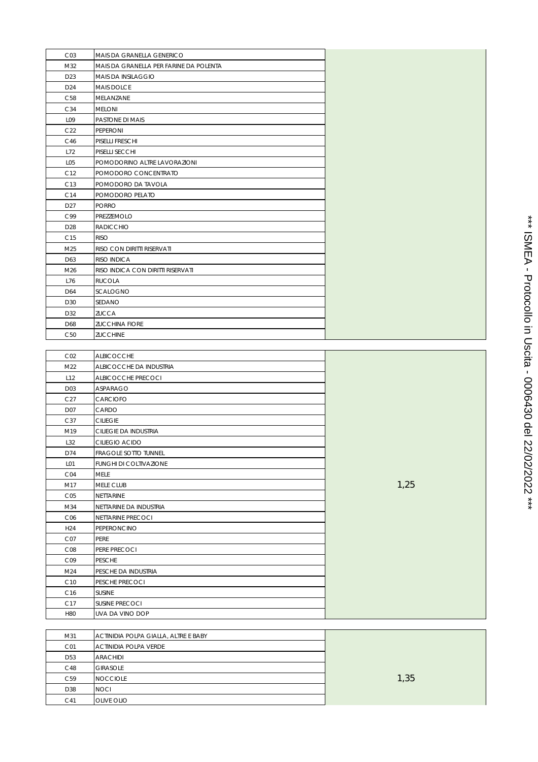| | | |
|---|---|---|
| C03 | MAIS DA GRANELLA GENERICO | |
| M32 | MAIS DA GRANELLA PER FARINE DA POLENTA | |
| D23 | MAIS DA INSILAGGIO | |
| D24 | MAIS DOLCE | |
| C58 | MELANZANE | |
| C34 | MELONI | |
| L09 | PASTONE DI MAIS | |
| C22 | PEPERONI | |
| C46 | PISELLI FRESCHI | |
| L72 | PISELLI SECCHI | |
| L05 | POMODORINO ALTRE LAVORAZIONI | |
| C12 | POMODORO CONCENTRATO | |
| C13 | POMODORO DA TAVOLA | |
| C14 | POMODORO PELATO | |
| D27 | PORRO | |
| C99 | PREZZEMOLO | |
| D28 | RADICCHIO | |
| C15 | RISO | |
| M25 | RISO CON DIRITTI RISERVATI | |
| D63 | RISO INDICA | |
| M26 | RISO INDICA CON DIRITTI RISERVATI | |
| L76 | RUCOLA | |
| D64 | SCALOGNO | |
| D30 | SEDANO | |
| D32 | ZUCCA | |
| D68 | ZUCCHINA FIORE | |
| C50 | ZUCCHINE | |

| | | |
|---|---|---|
| C02 | ALBICOCCHE | 1,25 |
| M22 | ALBICOCCHE DA INDUSTRIA | |
| L12 | ALBICOCCHE PRECOCI | |
| D03 | ASPARAGO | |
| C27 | CARCIOFO | |
| D07 | CARDO | |
| C37 | CILIEGIE | |
| M19 | CILIEGIE DA INDUSTRIA | |
| L32 | CILIEGIO ACIDO | |
| D74 | FRAGOLE SOTTO TUNNEL | |
| L01 | FUNGHI DI COLTIVAZIONE | |
| C04 | MELE | |
| M17 | MELE CLUB | |
| C05 | NETTARINE | |
| M34 | NETTARINE DA INDUSTRIA | |
| C06 | NETTARINE PRECOCI | |
| H24 | PEPERONCINO | |
| C07 | PERE | |
| C08 | PERE PRECOCI | |
| C09 | PESCHE | |
| M24 | PESCHE DA INDUSTRIA | |
| C10 | PESCHE PRECOCI | |
| C16 | SUSINE | |
| C17 | SUSINE PRECOCI | |
| H80 | UVA DA VINO DOP | |

| | | |
|---|---|---|
| M31 | ACTINIDIA POLPA GIALLA, ALTRE E BABY | 1,35 |
| C01 | ACTINIDIA POLPA VERDE | |
| D53 | ARACHIDI | |
| C48 | GIRASOLE | |
| C59 | NOCCIOLE | |
| D38 | NOCI | |
| C41 | OLIVE OLIO | |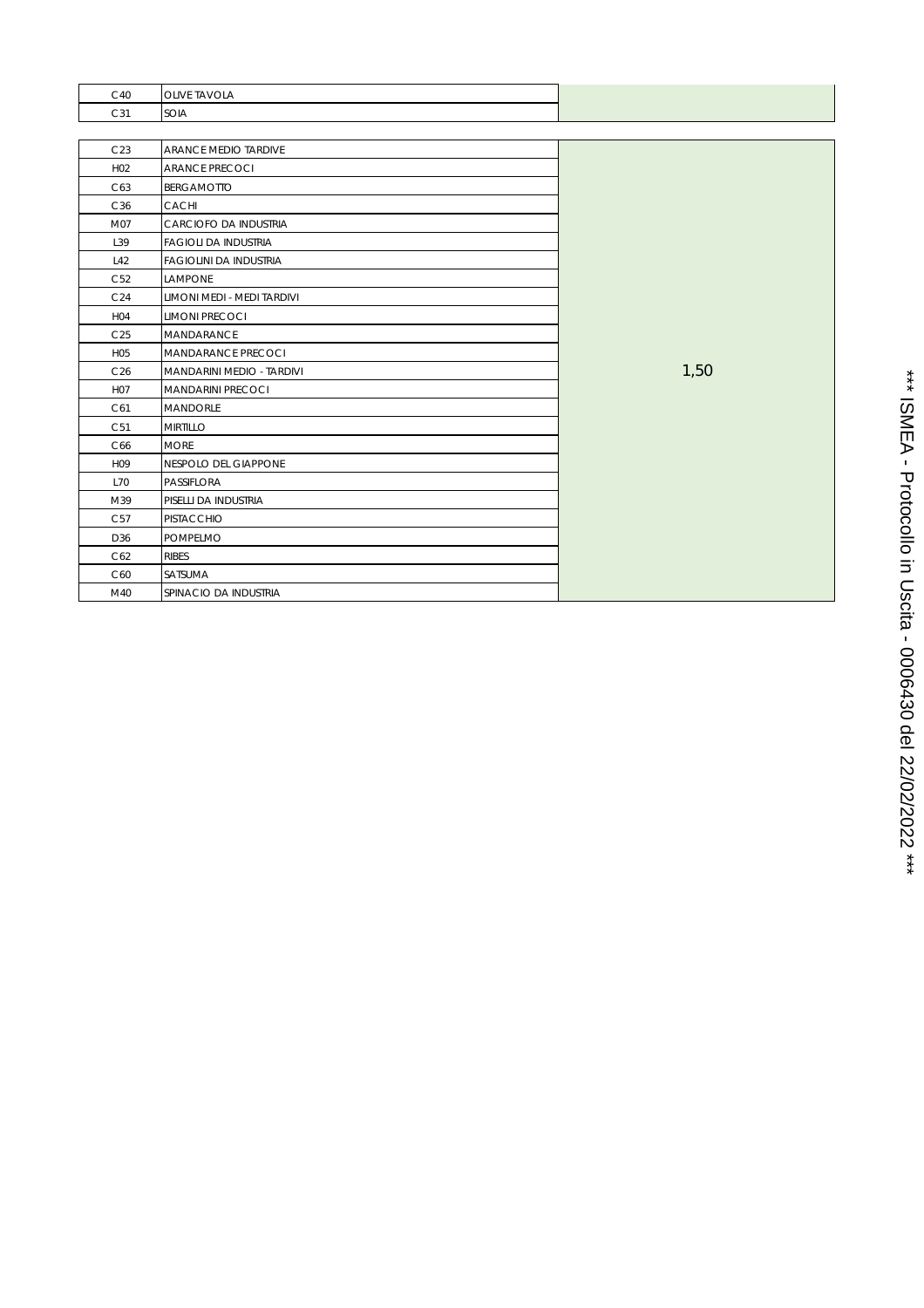| | | |
|---|---|---|
| C40 | OLIVE TAVOLA | |
| C31 | SOIA | |

| | | |
|---|---|---|
| C23 | ARANCE MEDIO TARDIVE | 1,50 |
| H02 | ARANCE PRECOCI | |
| C63 | BERGAMOTTO | |
| C36 | CACHI | |
| M07 | CARCIOFO DA INDUSTRIA | |
| L39 | FAGIOLI DA INDUSTRIA | |
| L42 | FAGIOLINI DA INDUSTRIA | |
| C52 | LAMPONE | |
| C24 | LIMONI MEDI - MEDI TARDIVI | |
| H04 | LIMONI PRECOCI | |
| C25 | MANDARANCE | |
| H05 | MANDARANCE PRECOCI | |
| C26 | MANDARINI MEDIO - TARDIVI | |
| H07 | MANDARINI PRECOCI | |
| C61 | MANDORLE | |
| C51 | MIRTILLO | |
| C66 | MORE | |
| H09 | NESPOLO DEL GIAPPONE | |
| L70 | PASSIFLORA | |
| M39 | PISELLI DA INDUSTRIA | |
| C57 | PISTACCHIO | |
| D36 | POMPELMO | |
| C62 | RIBES | |
| C60 | SATSUMA | |
| M40 | SPINACIO DA INDUSTRIA | |

*** ISMEA - Protocollo in Uscita - 0006430 del 22/02/2022 ***